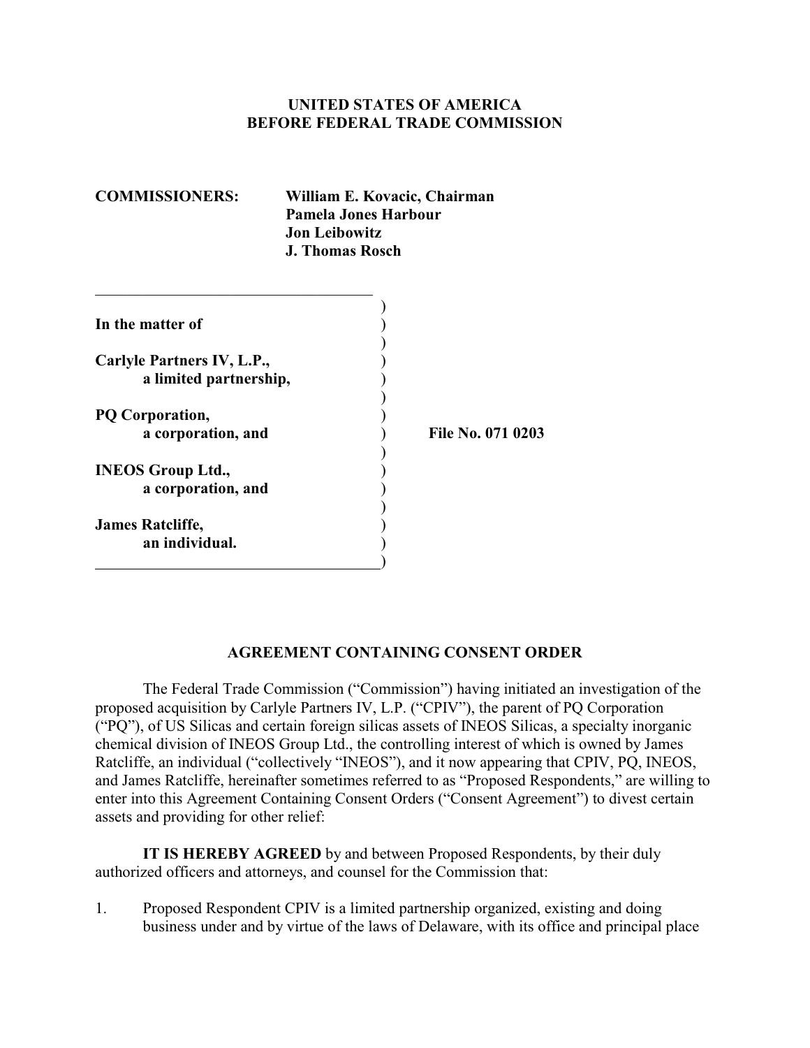**UNITED STATES OF AMERICA**
**BEFORE FEDERAL TRADE COMMISSION**

**COMMISSIONERS:** **William E. Kovacic, Chairman**
**Pamela Jones Harbour**
**Jon Leibowitz**
**J. Thomas Rosch**

**In the matter of**

**Carlyle Partners IV, L.P.,**
**a limited partnership,**

**PQ Corporation,**
**a corporation, and**

**INEOS Group Ltd.,**
**a corporation, and**

**James Ratcliffe,**
**an individual.**

**File No. 071 0203**

## AGREEMENT CONTAINING CONSENT ORDER

The Federal Trade Commission ("Commission") having initiated an investigation of the proposed acquisition by Carlyle Partners IV, L.P. ("CPIV"), the parent of PQ Corporation ("PQ"), of US Silicas and certain foreign silicas assets of INEOS Silicas, a specialty inorganic chemical division of INEOS Group Ltd., the controlling interest of which is owned by James Ratcliffe, an individual ("collectively "INEOS"), and it now appearing that CPIV, PQ, INEOS, and James Ratcliffe, hereinafter sometimes referred to as "Proposed Respondents," are willing to enter into this Agreement Containing Consent Orders ("Consent Agreement") to divest certain assets and providing for other relief:

**IT IS HEREBY AGREED** by and between Proposed Respondents, by their duly authorized officers and attorneys, and counsel for the Commission that:

1. Proposed Respondent CPIV is a limited partnership organized, existing and doing business under and by virtue of the laws of Delaware, with its office and principal place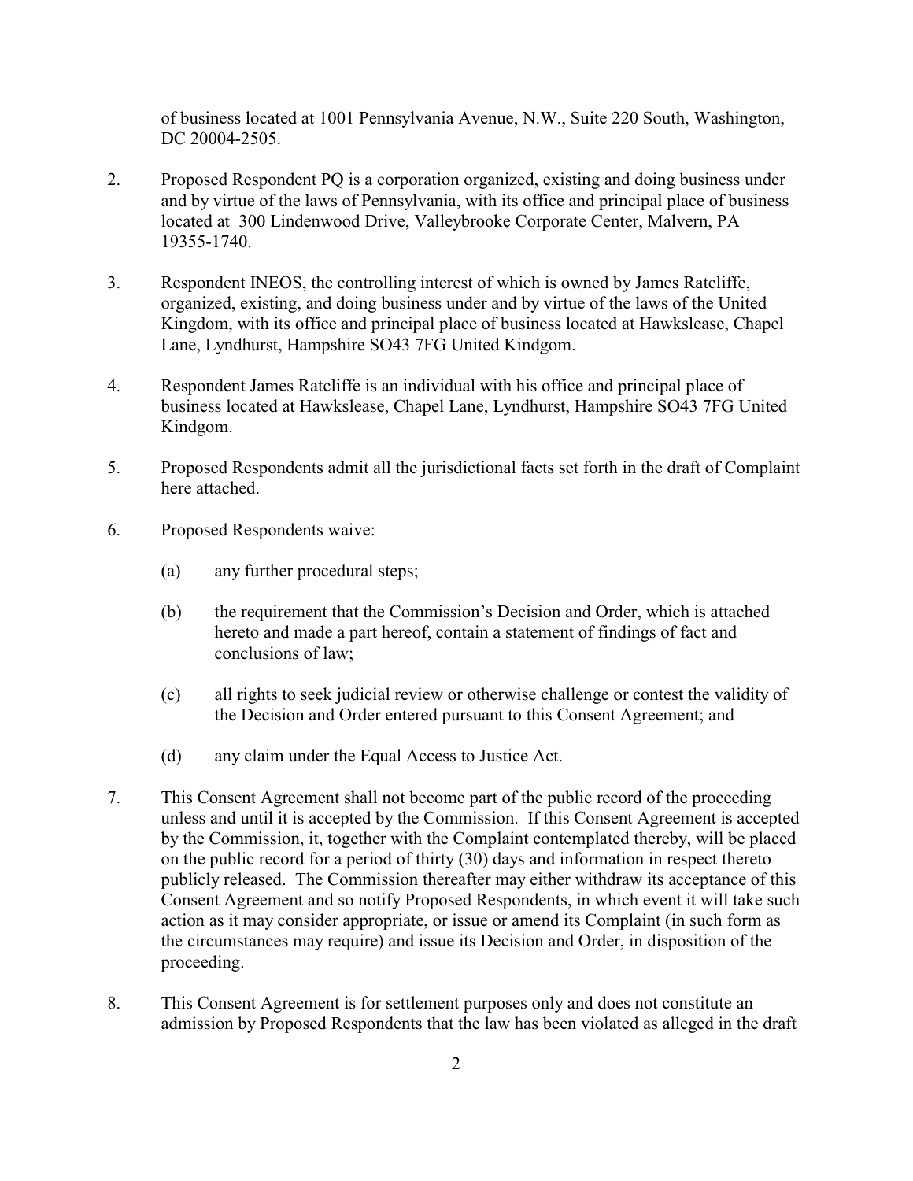of business located at 1001 Pennsylvania Avenue, N.W., Suite 220 South, Washington, DC 20004-2505.

2. Proposed Respondent PQ is a corporation organized, existing and doing business under and by virtue of the laws of Pennsylvania, with its office and principal place of business located at 300 Lindenwood Drive, Valleybrooke Corporate Center, Malvern, PA 19355-1740.

3. Respondent INEOS, the controlling interest of which is owned by James Ratcliffe, organized, existing, and doing business under and by virtue of the laws of the United Kingdom, with its office and principal place of business located at Hawkslease, Chapel Lane, Lyndhurst, Hampshire SO43 7FG United Kindgom.

4. Respondent James Ratcliffe is an individual with his office and principal place of business located at Hawkslease, Chapel Lane, Lyndhurst, Hampshire SO43 7FG United Kindgom.

5. Proposed Respondents admit all the jurisdictional facts set forth in the draft of Complaint here attached.

6. Proposed Respondents waive:

   (a) any further procedural steps;

   (b) the requirement that the Commission's Decision and Order, which is attached hereto and made a part hereof, contain a statement of findings of fact and conclusions of law;

   (c) all rights to seek judicial review or otherwise challenge or contest the validity of the Decision and Order entered pursuant to this Consent Agreement; and

   (d) any claim under the Equal Access to Justice Act.

7. This Consent Agreement shall not become part of the public record of the proceeding unless and until it is accepted by the Commission. If this Consent Agreement is accepted by the Commission, it, together with the Complaint contemplated thereby, will be placed on the public record for a period of thirty (30) days and information in respect thereto publicly released. The Commission thereafter may either withdraw its acceptance of this Consent Agreement and so notify Proposed Respondents, in which event it will take such action as it may consider appropriate, or issue or amend its Complaint (in such form as the circumstances may require) and issue its Decision and Order, in disposition of the proceeding.

8. This Consent Agreement is for settlement purposes only and does not constitute an admission by Proposed Respondents that the law has been violated as alleged in the draft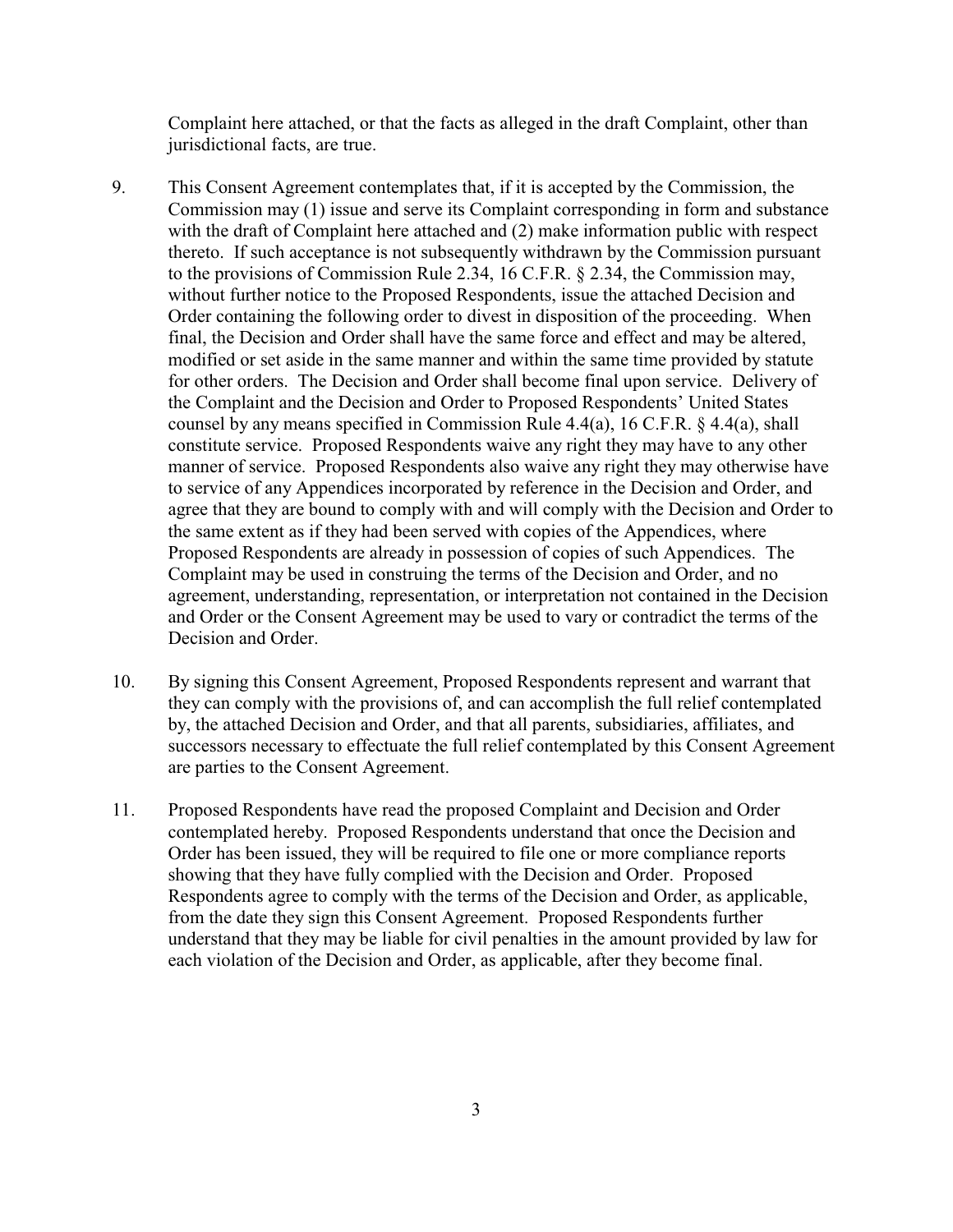Complaint here attached, or that the facts as alleged in the draft Complaint, other than jurisdictional facts, are true.

9. This Consent Agreement contemplates that, if it is accepted by the Commission, the Commission may (1) issue and serve its Complaint corresponding in form and substance with the draft of Complaint here attached and (2) make information public with respect thereto. If such acceptance is not subsequently withdrawn by the Commission pursuant to the provisions of Commission Rule 2.34, 16 C.F.R. § 2.34, the Commission may, without further notice to the Proposed Respondents, issue the attached Decision and Order containing the following order to divest in disposition of the proceeding. When final, the Decision and Order shall have the same force and effect and may be altered, modified or set aside in the same manner and within the same time provided by statute for other orders. The Decision and Order shall become final upon service. Delivery of the Complaint and the Decision and Order to Proposed Respondents' United States counsel by any means specified in Commission Rule 4.4(a), 16 C.F.R. § 4.4(a), shall constitute service. Proposed Respondents waive any right they may have to any other manner of service. Proposed Respondents also waive any right they may otherwise have to service of any Appendices incorporated by reference in the Decision and Order, and agree that they are bound to comply with and will comply with the Decision and Order to the same extent as if they had been served with copies of the Appendices, where Proposed Respondents are already in possession of copies of such Appendices. The Complaint may be used in construing the terms of the Decision and Order, and no agreement, understanding, representation, or interpretation not contained in the Decision and Order or the Consent Agreement may be used to vary or contradict the terms of the Decision and Order.

10. By signing this Consent Agreement, Proposed Respondents represent and warrant that they can comply with the provisions of, and can accomplish the full relief contemplated by, the attached Decision and Order, and that all parents, subsidiaries, affiliates, and successors necessary to effectuate the full relief contemplated by this Consent Agreement are parties to the Consent Agreement.

11. Proposed Respondents have read the proposed Complaint and Decision and Order contemplated hereby. Proposed Respondents understand that once the Decision and Order has been issued, they will be required to file one or more compliance reports showing that they have fully complied with the Decision and Order. Proposed Respondents agree to comply with the terms of the Decision and Order, as applicable, from the date they sign this Consent Agreement. Proposed Respondents further understand that they may be liable for civil penalties in the amount provided by law for each violation of the Decision and Order, as applicable, after they become final.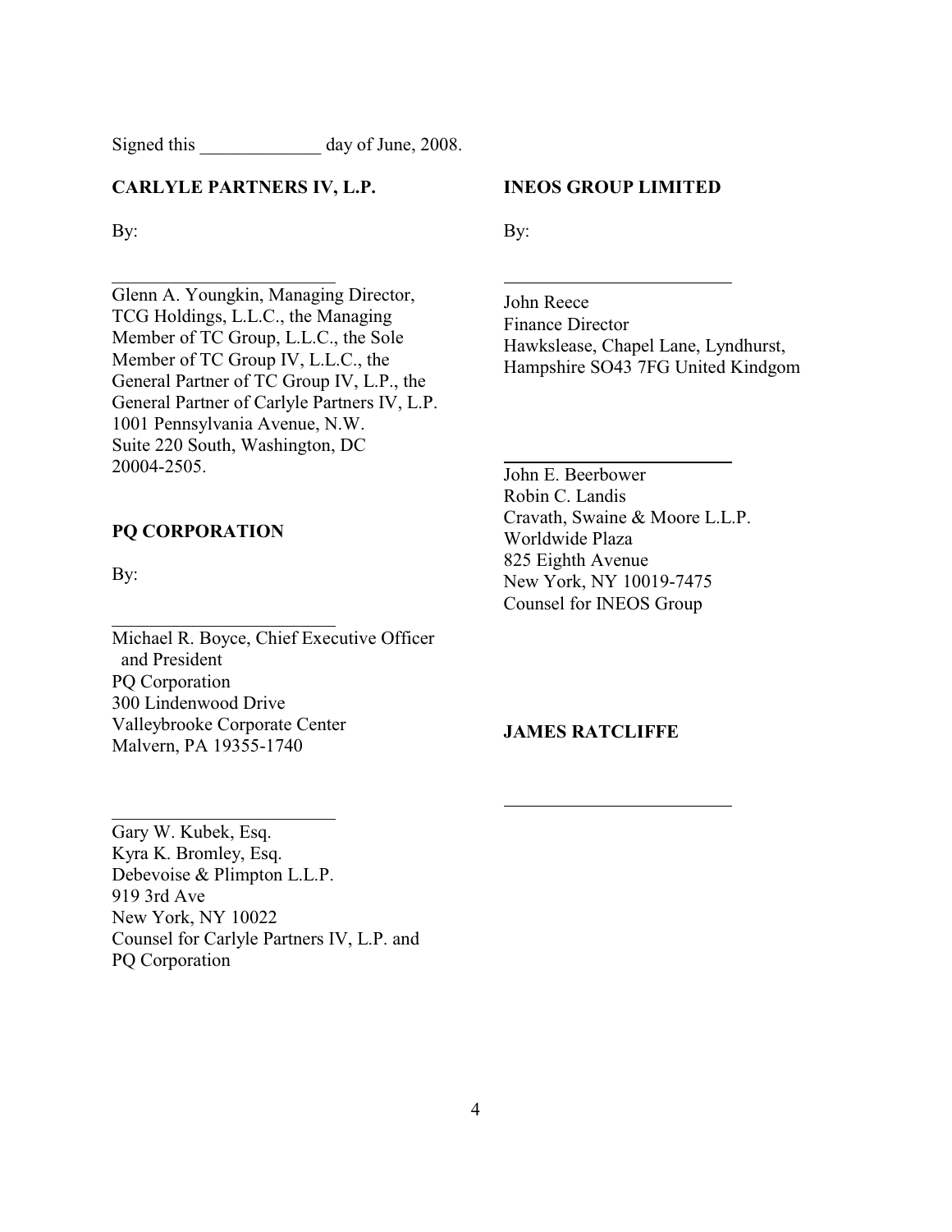Signed this _____________ day of June, 2008.

**CARLYLE PARTNERS IV, L.P.**

By:

_________________________

Glenn A. Youngkin, Managing Director, TCG Holdings, L.L.C., the Managing Member of TC Group, L.L.C., the Sole Member of TC Group IV, L.L.C., the General Partner of TC Group IV, L.P., the General Partner of Carlyle Partners IV, L.P.
1001 Pennsylvania Avenue, N.W.
Suite 220 South, Washington, DC 20004-2505.

**PQ CORPORATION**

By:

_________________________

Michael R. Boyce, Chief Executive Officer and President
PQ Corporation
300 Lindenwood Drive
Valleybrooke Corporate Center
Malvern, PA 19355-1740

_________________________

Gary W. Kubek, Esq.
Kyra K. Bromley, Esq.
Debevoise & Plimpton L.L.P.
919 3rd Ave
New York, NY 10022
Counsel for Carlyle Partners IV, L.P. and PQ Corporation

**INEOS GROUP LIMITED**

By:

_________________________

John Reece
Finance Director
Hawkslease, Chapel Lane, Lyndhurst, Hampshire SO43 7FG United Kindgom

_________________________

John E. Beerbower
Robin C. Landis
Cravath, Swaine & Moore L.L.P.
Worldwide Plaza
825 Eighth Avenue
New York, NY 10019-7475
Counsel for INEOS Group

**JAMES RATCLIFFE**

_________________________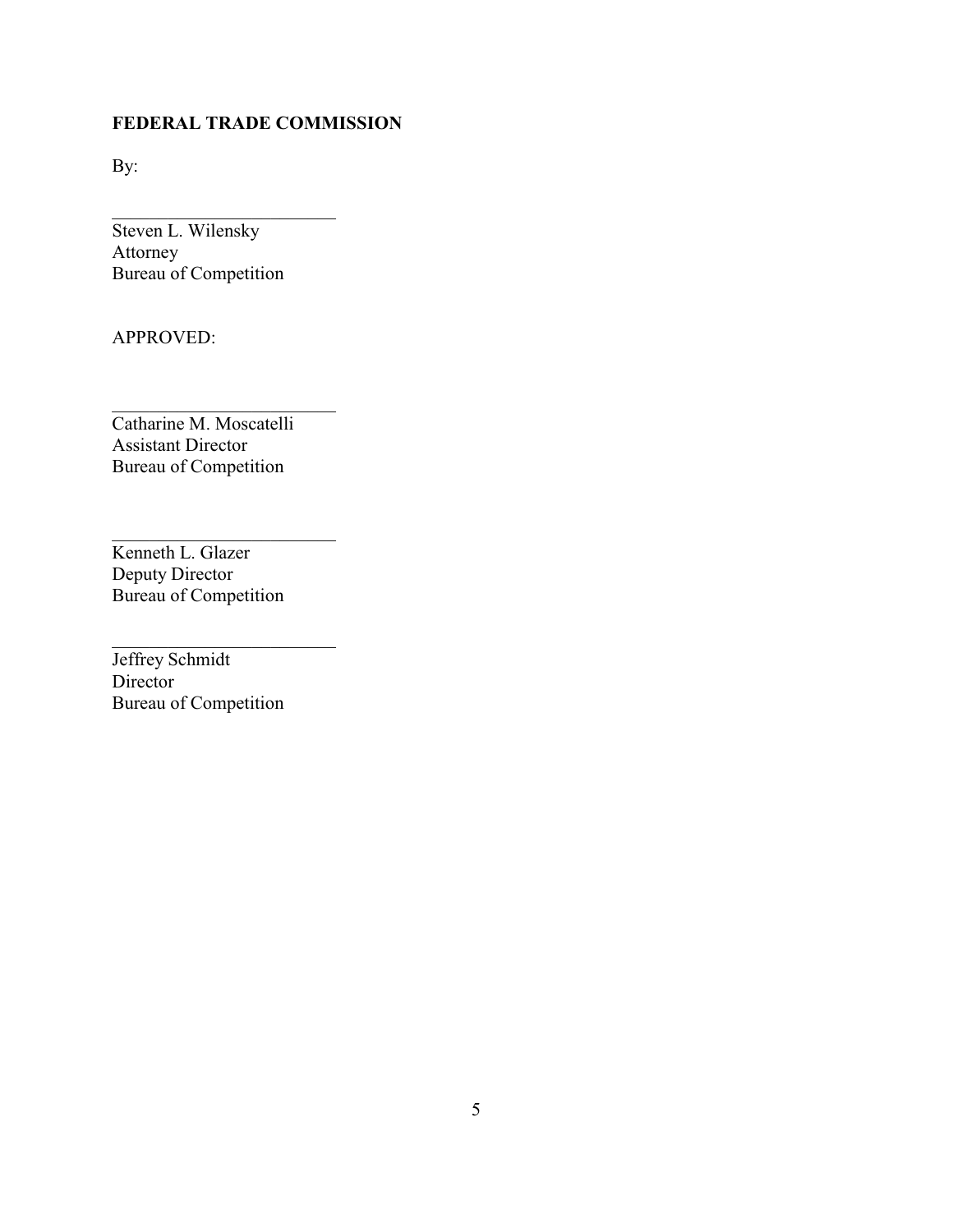**FEDERAL TRADE COMMISSION**

By:

\_\_\_\_\_\_\_\_\_\_\_\_\_\_\_\_\_\_\_\_\_\_\_\_\_\_
Steven L. Wilensky
Attorney
Bureau of Competition

APPROVED:

\_\_\_\_\_\_\_\_\_\_\_\_\_\_\_\_\_\_\_\_\_\_\_\_\_\_
Catharine M. Moscatelli
Assistant Director
Bureau of Competition

\_\_\_\_\_\_\_\_\_\_\_\_\_\_\_\_\_\_\_\_\_\_\_\_\_\_
Kenneth L. Glazer
Deputy Director
Bureau of Competition

\_\_\_\_\_\_\_\_\_\_\_\_\_\_\_\_\_\_\_\_\_\_\_\_\_\_
Jeffrey Schmidt
Director
Bureau of Competition